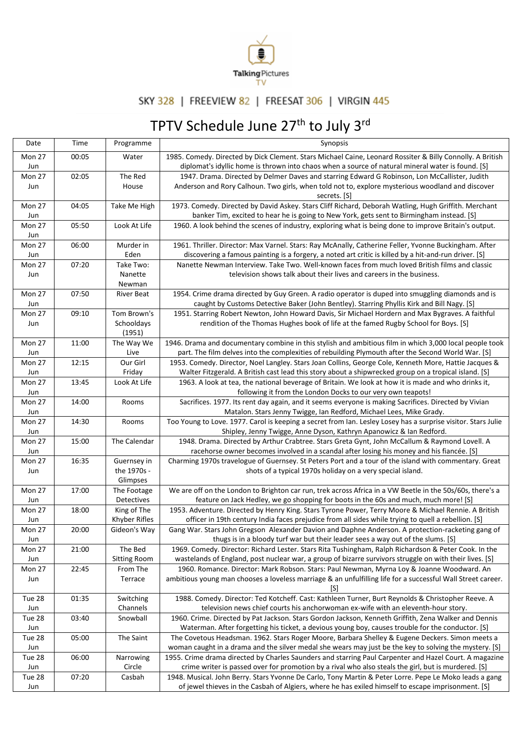Talking Pictures TV

SKY 328 | FREEVIEW 82 | FREESAT 306 | VIRGIN 445

# TPTV Schedule June 27th to July 3rd

| Date | Time | Programme | Synopsis |
|---|---|---|---|
| Mon 27 Jun | 00:05 | Water | 1985. Comedy. Directed by Dick Clement. Stars Michael Caine, Leonard Rossiter & Billy Connolly. A British diplomat's idyllic home is thrown into chaos when a source of natural mineral water is found. [S] |
| Mon 27 Jun | 02:05 | The Red House | 1947. Drama. Directed by Delmer Daves and starring Edward G Robinson, Lon McCallister, Judith Anderson and Rory Calhoun. Two girls, when told not to, explore mysterious woodland and discover secrets. [S] |
| Mon 27 Jun | 04:05 | Take Me High | 1973. Comedy. Directed by David Askey. Stars Cliff Richard, Deborah Watling, Hugh Griffith. Merchant banker Tim, excited to hear he is going to New York, gets sent to Birmingham instead. [S] |
| Mon 27 Jun | 05:50 | Look At Life | 1960. A look behind the scenes of industry, exploring what is being done to improve Britain's output. |
| Mon 27 Jun | 06:00 | Murder in Eden | 1961. Thriller. Director: Max Varnel. Stars: Ray McAnally, Catherine Feller, Yvonne Buckingham. After discovering a famous painting is a forgery, a noted art critic is killed by a hit-and-run driver. [S] |
| Mon 27 Jun | 07:20 | Take Two: Nanette Newman | Nanette Newman Interview. Take Two. Well-known faces from much loved British films and classic television shows talk about their lives and careers in the business. |
| Mon 27 Jun | 07:50 | River Beat | 1954. Crime drama directed by Guy Green. A radio operator is duped into smuggling diamonds and is caught by Customs Detective Baker (John Bentley). Starring Phyllis Kirk and Bill Nagy. [S] |
| Mon 27 Jun | 09:10 | Tom Brown's Schooldays (1951) | 1951. Starring Robert Newton, John Howard Davis, Sir Michael Hordern and Max Bygraves. A faithful rendition of the Thomas Hughes book of life at the famed Rugby School for Boys. [S] |
| Mon 27 Jun | 11:00 | The Way We Live | 1946. Drama and documentary combine in this stylish and ambitious film in which 3,000 local people took part. The film delves into the complexities of rebuilding Plymouth after the Second World War. [S] |
| Mon 27 Jun | 12:15 | Our Girl Friday | 1953. Comedy. Director, Noel Langley. Stars Joan Collins, George Cole, Kenneth More, Hattie Jacques & Walter Fitzgerald. A British cast lead this story about a shipwrecked group on a tropical island. [S] |
| Mon 27 Jun | 13:45 | Look At Life | 1963. A look at tea, the national beverage of Britain. We look at how it is made and who drinks it, following it from the London Docks to our very own teapots! |
| Mon 27 Jun | 14:00 | Rooms | Sacrifices. 1977. Its rent day again, and it seems everyone is making Sacrifices. Directed by Vivian Matalon. Stars Jenny Twigge, Ian Redford, Michael Lees, Mike Grady. |
| Mon 27 Jun | 14:30 | Rooms | Too Young to Love. 1977. Carol is keeping a secret from Ian. Lesley Losey has a surprise visitor. Stars Julie Shipley, Jenny Twigge, Anne Dyson, Kathryn Apanowicz & Ian Redford. |
| Mon 27 Jun | 15:00 | The Calendar | 1948. Drama. Directed by Arthur Crabtree. Stars Greta Gynt, John McCallum & Raymond Lovell. A racehorse owner becomes involved in a scandal after losing his money and his fiancée. [S] |
| Mon 27 Jun | 16:35 | Guernsey in the 1970s - Glimpses | Charming 1970s travelogue of Guernsey. St Peters Port and a tour of the island with commentary. Great shots of a typical 1970s holiday on a very special island. |
| Mon 27 Jun | 17:00 | The Footage Detectives | We are off on the London to Brighton car run, trek across Africa in a VW Beetle in the 50s/60s, there's a feature on Jack Hedley, we go shopping for boots in the 60s and much, much more! [S] |
| Mon 27 Jun | 18:00 | King of The Khyber Rifles | 1953. Adventure. Directed by Henry King. Stars Tyrone Power, Terry Moore & Michael Rennie. A British officer in 19th century India faces prejudice from all sides while trying to quell a rebellion. [S] |
| Mon 27 Jun | 20:00 | Gideon's Way | Gang War. Stars John Gregson Alexander Davion and Daphne Anderson. A protection-racketing gang of thugs is in a bloody turf war but their leader sees a way out of the slums. [S] |
| Mon 27 Jun | 21:00 | The Bed Sitting Room | 1969. Comedy. Director: Richard Lester. Stars Rita Tushingham, Ralph Richardson & Peter Cook. In the wastelands of England, post nuclear war, a group of bizarre survivors struggle on with their lives. [S] |
| Mon 27 Jun | 22:45 | From The Terrace | 1960. Romance. Director: Mark Robson. Stars: Paul Newman, Myrna Loy & Joanne Woodward. An ambitious young man chooses a loveless marriage & an unfulfilling life for a successful Wall Street career. [S] |
| Tue 28 Jun | 01:35 | Switching Channels | 1988. Comedy. Director: Ted Kotcheff. Cast: Kathleen Turner, Burt Reynolds & Christopher Reeve. A television news chief courts his anchorwoman ex-wife with an eleventh-hour story. |
| Tue 28 Jun | 03:40 | Snowball | 1960. Crime. Directed by Pat Jackson. Stars Gordon Jackson, Kenneth Griffith, Zena Walker and Dennis Waterman. After forgetting his ticket, a devious young boy, causes trouble for the conductor. [S] |
| Tue 28 Jun | 05:00 | The Saint | The Covetous Headsman. 1962. Stars Roger Moore, Barbara Shelley & Eugene Deckers. Simon meets a woman caught in a drama and the silver medal she wears may just be the key to solving the mystery. [S] |
| Tue 28 Jun | 06:00 | Narrowing Circle | 1955. Crime drama directed by Charles Saunders and starring Paul Carpenter and Hazel Court. A magazine crime writer is passed over for promotion by a rival who also steals the girl, but is murdered. [S] |
| Tue 28 Jun | 07:20 | Casbah | 1948. Musical. John Berry. Stars Yvonne De Carlo, Tony Martin & Peter Lorre. Pepe Le Moko leads a gang of jewel thieves in the Casbah of Algiers, where he has exiled himself to escape imprisonment. [S] |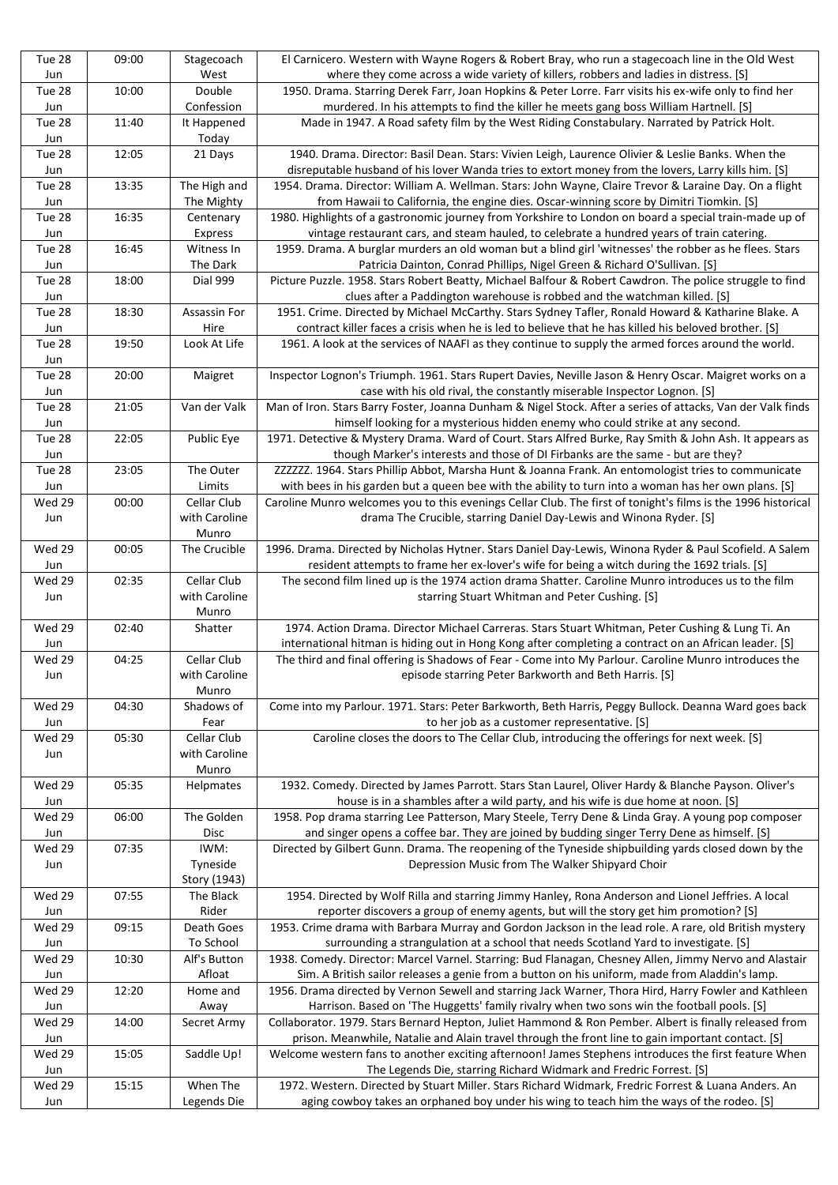| Tue 28 Jun | 09:00 | Stagecoach West | El Carnicero. Western with Wayne Rogers & Robert Bray, who run a stagecoach line in the Old West where they come across a wide variety of killers, robbers and ladies in distress. [S] |
|---|---|---|---|
| Tue 28 Jun | 10:00 | Double Confession | 1950. Drama. Starring Derek Farr, Joan Hopkins & Peter Lorre. Farr visits his ex-wife only to find her murdered. In his attempts to find the killer he meets gang boss William Hartnell. [S] |
| Tue 28 Jun | 11:40 | It Happened Today | Made in 1947. A Road safety film by the West Riding Constabulary. Narrated by Patrick Holt. |
| Tue 28 Jun | 12:05 | 21 Days | 1940. Drama. Director: Basil Dean. Stars: Vivien Leigh, Laurence Olivier & Leslie Banks. When the disreputable husband of his lover Wanda tries to extort money from the lovers, Larry kills him. [S] |
| Tue 28 Jun | 13:35 | The High and The Mighty | 1954. Drama. Director: William A. Wellman. Stars: John Wayne, Claire Trevor & Laraine Day. On a flight from Hawaii to California, the engine dies. Oscar-winning score by Dimitri Tiomkin. [S] |
| Tue 28 Jun | 16:35 | Centenary Express | 1980. Highlights of a gastronomic journey from Yorkshire to London on board a special train-made up of vintage restaurant cars, and steam hauled, to celebrate a hundred years of train catering. |
| Tue 28 Jun | 16:45 | Witness In The Dark | 1959. Drama. A burglar murders an old woman but a blind girl 'witnesses' the robber as he flees. Stars Patricia Dainton, Conrad Phillips, Nigel Green & Richard O'Sullivan. [S] |
| Tue 28 Jun | 18:00 | Dial 999 | Picture Puzzle. 1958. Stars Robert Beatty, Michael Balfour & Robert Cawdron. The police struggle to find clues after a Paddington warehouse is robbed and the watchman killed. [S] |
| Tue 28 Jun | 18:30 | Assassin For Hire | 1951. Crime. Directed by Michael McCarthy. Stars Sydney Tafler, Ronald Howard & Katharine Blake. A contract killer faces a crisis when he is led to believe that he has killed his beloved brother. [S] |
| Tue 28 Jun | 19:50 | Look At Life | 1961. A look at the services of NAAFI as they continue to supply the armed forces around the world. |
| Tue 28 Jun | 20:00 | Maigret | Inspector Lognon's Triumph. 1961. Stars Rupert Davies, Neville Jason & Henry Oscar. Maigret works on a case with his old rival, the constantly miserable Inspector Lognon. [S] |
| Tue 28 Jun | 21:05 | Van der Valk | Man of Iron. Stars Barry Foster, Joanna Dunham & Nigel Stock. After a series of attacks, Van der Valk finds himself looking for a mysterious hidden enemy who could strike at any second. |
| Tue 28 Jun | 22:05 | Public Eye | 1971. Detective & Mystery Drama. Ward of Court. Stars Alfred Burke, Ray Smith & John Ash. It appears as though Marker's interests and those of DI Firbanks are the same - but are they? |
| Tue 28 Jun | 23:05 | The Outer Limits | ZZZZZZ. 1964. Stars Phillip Abbot, Marsha Hunt & Joanna Frank. An entomologist tries to communicate with bees in his garden but a queen bee with the ability to turn into a woman has her own plans. [S] |
| Wed 29 Jun | 00:00 | Cellar Club with Caroline Munro | Caroline Munro welcomes you to this evenings Cellar Club. The first of tonight's films is the 1996 historical drama The Crucible, starring Daniel Day-Lewis and Winona Ryder. [S] |
| Wed 29 Jun | 00:05 | The Crucible | 1996. Drama. Directed by Nicholas Hytner. Stars Daniel Day-Lewis, Winona Ryder & Paul Scofield. A Salem resident attempts to frame her ex-lover's wife for being a witch during the 1692 trials. [S] |
| Wed 29 Jun | 02:35 | Cellar Club with Caroline Munro | The second film lined up is the 1974 action drama Shatter. Caroline Munro introduces us to the film starring Stuart Whitman and Peter Cushing. [S] |
| Wed 29 Jun | 02:40 | Shatter | 1974. Action Drama. Director Michael Carreras. Stars Stuart Whitman, Peter Cushing & Lung Ti. An international hitman is hiding out in Hong Kong after completing a contract on an African leader. [S] |
| Wed 29 Jun | 04:25 | Cellar Club with Caroline Munro | The third and final offering is Shadows of Fear - Come into My Parlour. Caroline Munro introduces the episode starring Peter Barkworth and Beth Harris. [S] |
| Wed 29 Jun | 04:30 | Shadows of Fear | Come into my Parlour. 1971. Stars: Peter Barkworth, Beth Harris, Peggy Bullock. Deanna Ward goes back to her job as a customer representative. [S] |
| Wed 29 Jun | 05:30 | Cellar Club with Caroline Munro | Caroline closes the doors to The Cellar Club, introducing the offerings for next week. [S] |
| Wed 29 Jun | 05:35 | Helpmates | 1932. Comedy. Directed by James Parrott. Stars Stan Laurel, Oliver Hardy & Blanche Payson. Oliver's house is in a shambles after a wild party, and his wife is due home at noon. [S] |
| Wed 29 Jun | 06:00 | The Golden Disc | 1958. Pop drama starring Lee Patterson, Mary Steele, Terry Dene & Linda Gray. A young pop composer and singer opens a coffee bar. They are joined by budding singer Terry Dene as himself. [S] |
| Wed 29 Jun | 07:35 | IWM: Tyneside Story (1943) | Directed by Gilbert Gunn. Drama. The reopening of the Tyneside shipbuilding yards closed down by the Depression Music from The Walker Shipyard Choir |
| Wed 29 Jun | 07:55 | The Black Rider | 1954. Directed by Wolf Rilla and starring Jimmy Hanley, Rona Anderson and Lionel Jeffries. A local reporter discovers a group of enemy agents, but will the story get him promotion? [S] |
| Wed 29 Jun | 09:15 | Death Goes To School | 1953. Crime drama with Barbara Murray and Gordon Jackson in the lead role. A rare, old British mystery surrounding a strangulation at a school that needs Scotland Yard to investigate. [S] |
| Wed 29 Jun | 10:30 | Alf's Button Afloat | 1938. Comedy. Director: Marcel Varnel. Starring: Bud Flanagan, Chesney Allen, Jimmy Nervo and Alastair Sim. A British sailor releases a genie from a button on his uniform, made from Aladdin's lamp. |
| Wed 29 Jun | 12:20 | Home and Away | 1956. Drama directed by Vernon Sewell and starring Jack Warner, Thora Hird, Harry Fowler and Kathleen Harrison. Based on 'The Huggetts' family rivalry when two sons win the football pools. [S] |
| Wed 29 Jun | 14:00 | Secret Army | Collaborator. 1979. Stars Bernard Hepton, Juliet Hammond & Ron Pember. Albert is finally released from prison. Meanwhile, Natalie and Alain travel through the front line to gain important contact. [S] |
| Wed 29 Jun | 15:05 | Saddle Up! | Welcome western fans to another exciting afternoon! James Stephens introduces the first feature When The Legends Die, starring Richard Widmark and Fredric Forrest. [S] |
| Wed 29 Jun | 15:15 | When The Legends Die | 1972. Western. Directed by Stuart Miller. Stars Richard Widmark, Fredric Forrest & Luana Anders. An aging cowboy takes an orphaned boy under his wing to teach him the ways of the rodeo. [S] |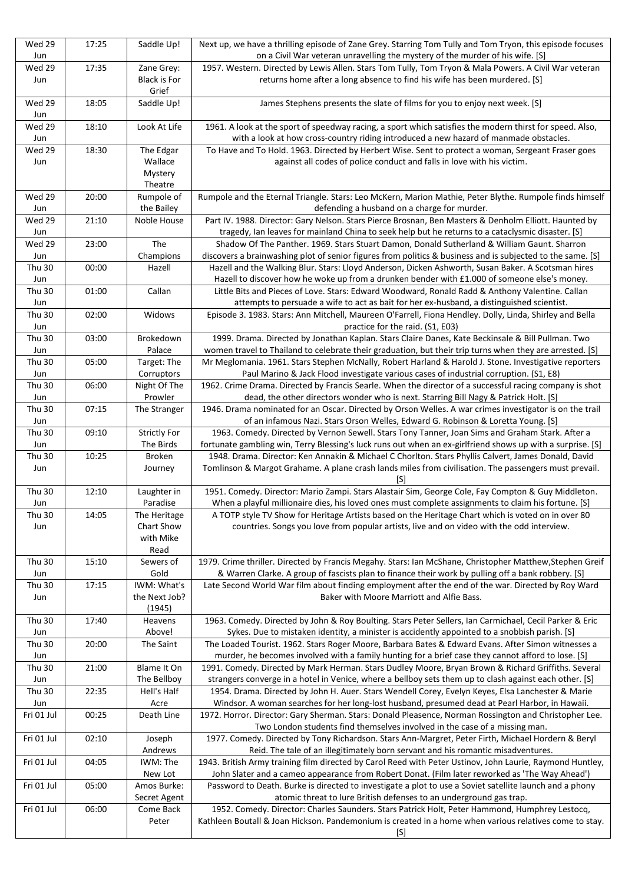| Wed 29 Jun | 17:25 | Saddle Up! | Next up, we have a thrilling episode of Zane Grey. Starring Tom Tully and Tom Tryon, this episode focuses on a Civil War veteran unravelling the mystery of the murder of his wife. [S] |
|---|---|---|---|
| Wed 29 Jun | 17:35 | Zane Grey: Black is For Grief | 1957. Western. Directed by Lewis Allen. Stars Tom Tully, Tom Tryon & Mala Powers. A Civil War veteran returns home after a long absence to find his wife has been murdered. [S] |
| Wed 29 Jun | 18:05 | Saddle Up! | James Stephens presents the slate of films for you to enjoy next week. [S] |
| Wed 29 Jun | 18:10 | Look At Life | 1961. A look at the sport of speedway racing, a sport which satisfies the modern thirst for speed. Also, with a look at how cross-country riding introduced a new hazard of manmade obstacles. |
| Wed 29 Jun | 18:30 | The Edgar Wallace Mystery Theatre | To Have and To Hold. 1963. Directed by Herbert Wise. Sent to protect a woman, Sergeant Fraser goes against all codes of police conduct and falls in love with his victim. |
| Wed 29 Jun | 20:00 | Rumpole of the Bailey | Rumpole and the Eternal Triangle. Stars: Leo McKern, Marion Mathie, Peter Blythe. Rumpole finds himself defending a husband on a charge for murder. |
| Wed 29 Jun | 21:10 | Noble House | Part IV. 1988. Director: Gary Nelson. Stars Pierce Brosnan, Ben Masters & Denholm Elliott. Haunted by tragedy, Ian leaves for mainland China to seek help but he returns to a cataclysmic disaster. [S] |
| Wed 29 Jun | 23:00 | The Champions | Shadow Of The Panther. 1969. Stars Stuart Damon, Donald Sutherland & William Gaunt. Sharron discovers a brainwashing plot of senior figures from politics & business and is subjected to the same. [S] |
| Thu 30 Jun | 00:00 | Hazell | Hazell and the Walking Blur. Stars: Lloyd Anderson, Dicken Ashworth, Susan Baker. A Scotsman hires Hazell to discover how he woke up from a drunken bender with £1.000 of someone else's money. |
| Thu 30 Jun | 01:00 | Callan | Little Bits and Pieces of Love. Stars: Edward Woodward, Ronald Radd & Anthony Valentine. Callan attempts to persuade a wife to act as bait for her ex-husband, a distinguished scientist. |
| Thu 30 Jun | 02:00 | Widows | Episode 3. 1983. Stars: Ann Mitchell, Maureen O'Farrell, Fiona Hendley. Dolly, Linda, Shirley and Bella practice for the raid. (S1, E03) |
| Thu 30 Jun | 03:00 | Brokedown Palace | 1999. Drama. Directed by Jonathan Kaplan. Stars Claire Danes, Kate Beckinsale & Bill Pullman. Two women travel to Thailand to celebrate their graduation, but their trip turns when they are arrested. [S] |
| Thu 30 Jun | 05:00 | Target: The Corruptors | Mr Meglomania. 1961. Stars Stephen McNally, Robert Harland & Harold J. Stone. Investigative reporters Paul Marino & Jack Flood investigate various cases of industrial corruption. (S1, E8) |
| Thu 30 Jun | 06:00 | Night Of The Prowler | 1962. Crime Drama. Directed by Francis Searle. When the director of a successful racing company is shot dead, the other directors wonder who is next. Starring Bill Nagy & Patrick Holt. [S] |
| Thu 30 Jun | 07:15 | The Stranger | 1946. Drama nominated for an Oscar. Directed by Orson Welles. A war crimes investigator is on the trail of an infamous Nazi. Stars Orson Welles, Edward G. Robinson & Loretta Young. [S] |
| Thu 30 Jun | 09:10 | Strictly For The Birds | 1963. Comedy. Directed by Vernon Sewell. Stars Tony Tanner, Joan Sims and Graham Stark. After a fortunate gambling win, Terry Blessing's luck runs out when an ex-girlfriend shows up with a surprise. [S] |
| Thu 30 Jun | 10:25 | Broken Journey | 1948. Drama. Director: Ken Annakin & Michael C Chorlton. Stars Phyllis Calvert, James Donald, David Tomlinson & Margot Grahame. A plane crash lands miles from civilisation. The passengers must prevail. [S] |
| Thu 30 Jun | 12:10 | Laughter in Paradise | 1951. Comedy. Director: Mario Zampi. Stars Alastair Sim, George Cole, Fay Compton & Guy Middleton. When a playful millionaire dies, his loved ones must complete assignments to claim his fortune. [S] |
| Thu 30 Jun | 14:05 | The Heritage Chart Show with Mike Read | A TOTP style TV Show for Heritage Artists based on the Heritage Chart which is voted on in over 80 countries. Songs you love from popular artists, live and on video with the odd interview. |
| Thu 30 Jun | 15:10 | Sewers of Gold | 1979. Crime thriller. Directed by Francis Megahy. Stars: Ian McShane, Christopher Matthew,Stephen Greif & Warren Clarke. A group of fascists plan to finance their work by pulling off a bank robbery. [S] |
| Thu 30 Jun | 17:15 | IWM: What's the Next Job? (1945) | Late Second World War film about finding employment after the end of the war. Directed by Roy Ward Baker with Moore Marriott and Alfie Bass. |
| Thu 30 Jun | 17:40 | Heavens Above! | 1963. Comedy. Directed by John & Roy Boulting. Stars Peter Sellers, Ian Carmichael, Cecil Parker & Eric Sykes. Due to mistaken identity, a minister is accidently appointed to a snobbish parish. [S] |
| Thu 30 Jun | 20:00 | The Saint | The Loaded Tourist. 1962. Stars Roger Moore, Barbara Bates & Edward Evans. After Simon witnesses a murder, he becomes involved with a family hunting for a brief case they cannot afford to lose. [S] |
| Thu 30 Jun | 21:00 | Blame It On The Bellboy | 1991. Comedy. Directed by Mark Herman. Stars Dudley Moore, Bryan Brown & Richard Griffiths. Several strangers converge in a hotel in Venice, where a bellboy sets them up to clash against each other. [S] |
| Thu 30 Jun | 22:35 | Hell's Half Acre | 1954. Drama. Directed by John H. Auer. Stars Wendell Corey, Evelyn Keyes, Elsa Lanchester & Marie Windsor. A woman searches for her long-lost husband, presumed dead at Pearl Harbor, in Hawaii. |
| Fri 01 Jul | 00:25 | Death Line | 1972. Horror. Director: Gary Sherman. Stars: Donald Pleasence, Norman Rossington and Christopher Lee. Two London students find themselves involved in the case of a missing man. |
| Fri 01 Jul | 02:10 | Joseph Andrews | 1977. Comedy. Directed by Tony Richardson. Stars Ann-Margret, Peter Firth, Michael Hordern & Beryl Reid. The tale of an illegitimately born servant and his romantic misadventures. |
| Fri 01 Jul | 04:05 | IWM: The New Lot | 1943. British Army training film directed by Carol Reed with Peter Ustinov, John Laurie, Raymond Huntley, John Slater and a cameo appearance from Robert Donat. (Film later reworked as 'The Way Ahead') |
| Fri 01 Jul | 05:00 | Amos Burke: Secret Agent | Password to Death. Burke is directed to investigate a plot to use a Soviet satellite launch and a phony atomic threat to lure British defenses to an underground gas trap. |
| Fri 01 Jul | 06:00 | Come Back Peter | 1952. Comedy. Director: Charles Saunders. Stars Patrick Holt, Peter Hammond, Humphrey Lestocq, Kathleen Boutall & Joan Hickson. Pandemonium is created in a home when various relatives come to stay. [S] |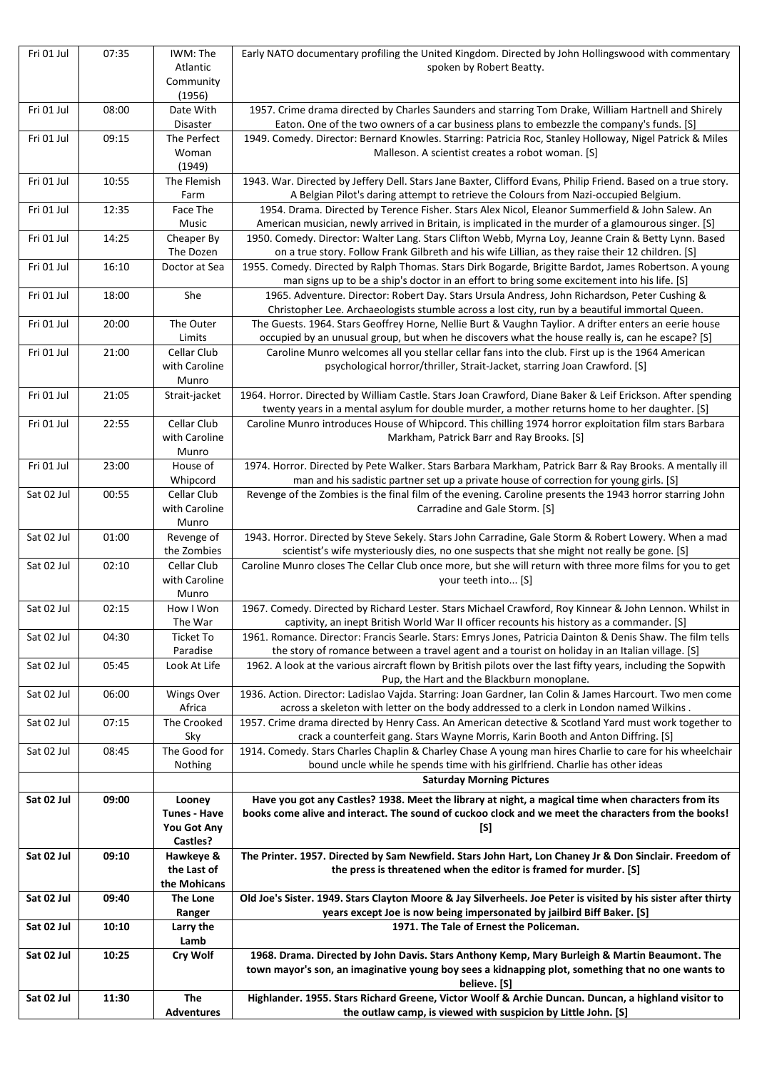| Fri 01 Jul | 07:35 | IWM: The Atlantic Community (1956) | Early NATO documentary profiling the United Kingdom. Directed by John Hollingswood with commentary spoken by Robert Beatty. |
|---|---|---|---|
| Fri 01 Jul | 08:00 | Date With Disaster | 1957. Crime drama directed by Charles Saunders and starring Tom Drake, William Hartnell and Shirely Eaton. One of the two owners of a car business plans to embezzle the company's funds. [S] |
| Fri 01 Jul | 09:15 | The Perfect Woman (1949) | 1949. Comedy. Director: Bernard Knowles. Starring: Patricia Roc, Stanley Holloway, Nigel Patrick & Miles Malleson. A scientist creates a robot woman. [S] |
| Fri 01 Jul | 10:55 | The Flemish Farm | 1943. War. Directed by Jeffery Dell. Stars Jane Baxter, Clifford Evans, Philip Friend. Based on a true story. A Belgian Pilot's daring attempt to retrieve the Colours from Nazi-occupied Belgium. |
| Fri 01 Jul | 12:35 | Face The Music | 1954. Drama. Directed by Terence Fisher. Stars Alex Nicol, Eleanor Summerfield & John Salew. An American musician, newly arrived in Britain, is implicated in the murder of a glamourous singer. [S] |
| Fri 01 Jul | 14:25 | Cheaper By The Dozen | 1950. Comedy. Director: Walter Lang. Stars Clifton Webb, Myrna Loy, Jeanne Crain & Betty Lynn. Based on a true story. Follow Frank Gilbreth and his wife Lillian, as they raise their 12 children. [S] |
| Fri 01 Jul | 16:10 | Doctor at Sea | 1955. Comedy. Directed by Ralph Thomas. Stars Dirk Bogarde, Brigitte Bardot, James Robertson. A young man signs up to be a ship's doctor in an effort to bring some excitement into his life. [S] |
| Fri 01 Jul | 18:00 | She | 1965. Adventure. Director: Robert Day. Stars Ursula Andress, John Richardson, Peter Cushing & Christopher Lee. Archaeologists stumble across a lost city, run by a beautiful immortal Queen. |
| Fri 01 Jul | 20:00 | The Outer Limits | The Guests. 1964. Stars Geoffrey Horne, Nellie Burt & Vaughn Taylior. A drifter enters an eerie house occupied by an unusual group, but when he discovers what the house really is, can he escape? [S] |
| Fri 01 Jul | 21:00 | Cellar Club with Caroline Munro | Caroline Munro welcomes all you stellar cellar fans into the club. First up is the 1964 American psychological horror/thriller, Strait-Jacket, starring Joan Crawford. [S] |
| Fri 01 Jul | 21:05 | Strait-jacket | 1964. Horror. Directed by William Castle. Stars Joan Crawford, Diane Baker & Leif Erickson. After spending twenty years in a mental asylum for double murder, a mother returns home to her daughter. [S] |
| Fri 01 Jul | 22:55 | Cellar Club with Caroline Munro | Caroline Munro introduces House of Whipcord. This chilling 1974 horror exploitation film stars Barbara Markham, Patrick Barr and Ray Brooks. [S] |
| Fri 01 Jul | 23:00 | House of Whipcord | 1974. Horror. Directed by Pete Walker. Stars Barbara Markham, Patrick Barr & Ray Brooks. A mentally ill man and his sadistic partner set up a private house of correction for young girls. [S] |
| Sat 02 Jul | 00:55 | Cellar Club with Caroline Munro | Revenge of the Zombies is the final film of the evening. Caroline presents the 1943 horror starring John Carradine and Gale Storm. [S] |
| Sat 02 Jul | 01:00 | Revenge of the Zombies | 1943. Horror. Directed by Steve Sekely. Stars John Carradine, Gale Storm & Robert Lowery. When a mad scientist's wife mysteriously dies, no one suspects that she might not really be gone. [S] |
| Sat 02 Jul | 02:10 | Cellar Club with Caroline Munro | Caroline Munro closes The Cellar Club once more, but she will return with three more films for you to get your teeth into... [S] |
| Sat 02 Jul | 02:15 | How I Won The War | 1967. Comedy. Directed by Richard Lester. Stars Michael Crawford, Roy Kinnear & John Lennon. Whilst in captivity, an inept British World War II officer recounts his history as a commander. [S] |
| Sat 02 Jul | 04:30 | Ticket To Paradise | 1961. Romance. Director: Francis Searle. Stars: Emrys Jones, Patricia Dainton & Denis Shaw. The film tells the story of romance between a travel agent and a tourist on holiday in an Italian village. [S] |
| Sat 02 Jul | 05:45 | Look At Life | 1962. A look at the various aircraft flown by British pilots over the last fifty years, including the Sopwith Pup, the Hart and the Blackburn monoplane. |
| Sat 02 Jul | 06:00 | Wings Over Africa | 1936. Action. Director: Ladislao Vajda. Starring: Joan Gardner, Ian Colin & James Harcourt. Two men come across a skeleton with letter on the body addressed to a clerk in London named Wilkins . |
| Sat 02 Jul | 07:15 | The Crooked Sky | 1957. Crime drama directed by Henry Cass. An American detective & Scotland Yard must work together to crack a counterfeit gang. Stars Wayne Morris, Karin Booth and Anton Diffring. [S] |
| Sat 02 Jul | 08:45 | The Good for Nothing | 1914. Comedy. Stars Charles Chaplin & Charley Chase A young man hires Charlie to care for his wheelchair bound uncle while he spends time with his girlfriend. Charlie has other ideas |
| | | | **Saturday Morning Pictures** |
| **Sat 02 Jul** | **09:00** | **Looney Tunes - Have You Got Any Castles?** | **Have you got any Castles? 1938. Meet the library at night, a magical time when characters from its books come alive and interact. The sound of cuckoo clock and we meet the characters from the books! [S]** |
| **Sat 02 Jul** | **09:10** | **Hawkeye & the Last of the Mohicans** | **The Printer. 1957. Directed by Sam Newfield. Stars John Hart, Lon Chaney Jr & Don Sinclair. Freedom of the press is threatened when the editor is framed for murder. [S]** |
| **Sat 02 Jul** | **09:40** | **The Lone Ranger** | **Old Joe's Sister. 1949. Stars Clayton Moore & Jay Silverheels. Joe Peter is visited by his sister after thirty years except Joe is now being impersonated by jailbird Biff Baker. [S]** |
| **Sat 02 Jul** | **10:10** | **Larry the Lamb** | **1971. The Tale of Ernest the Policeman.** |
| **Sat 02 Jul** | **10:25** | **Cry Wolf** | **1968. Drama. Directed by John Davis. Stars Anthony Kemp, Mary Burleigh & Martin Beaumont. The town mayor's son, an imaginative young boy sees a kidnapping plot, something that no one wants to believe. [S]** |
| **Sat 02 Jul** | **11:30** | **The Adventures** | **Highlander. 1955. Stars Richard Greene, Victor Woolf & Archie Duncan. Duncan, a highland visitor to the outlaw camp, is viewed with suspicion by Little John. [S]** |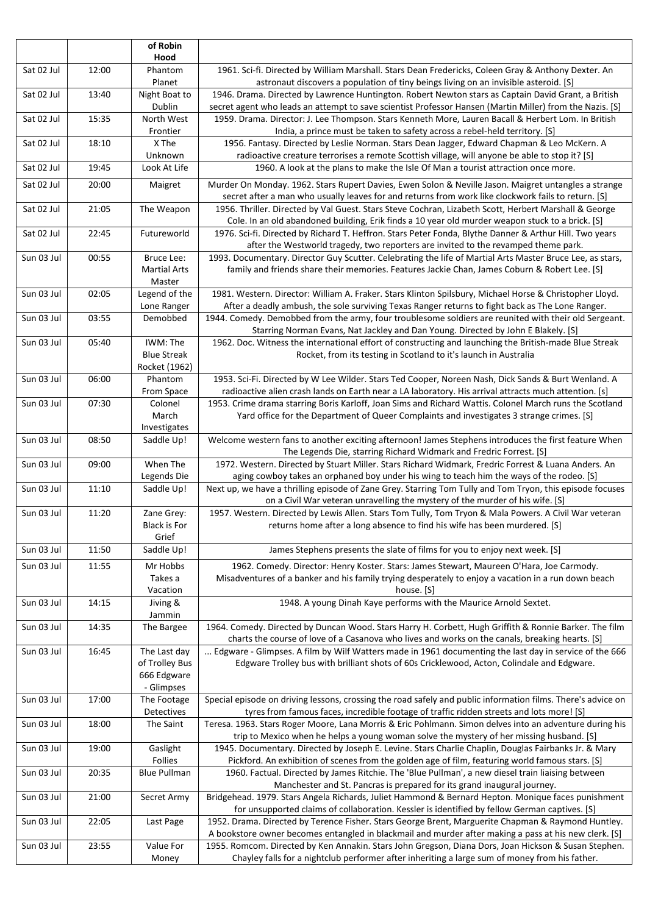| | | | |
|---|---|---|---|
| | | of Robin Hood | |
| Sat 02 Jul | 12:00 | Phantom Planet | 1961. Sci-fi. Directed by William Marshall. Stars Dean Fredericks, Coleen Gray & Anthony Dexter. An astronaut discovers a population of tiny beings living on an invisible asteroid. [S] |
| Sat 02 Jul | 13:40 | Night Boat to Dublin | 1946. Drama. Directed by Lawrence Huntington. Robert Newton stars as Captain David Grant, a British secret agent who leads an attempt to save scientist Professor Hansen (Martin Miller) from the Nazis. [S] |
| Sat 02 Jul | 15:35 | North West Frontier | 1959. Drama. Director: J. Lee Thompson. Stars Kenneth More, Lauren Bacall & Herbert Lom. In British India, a prince must be taken to safety across a rebel-held territory. [S] |
| Sat 02 Jul | 18:10 | X The Unknown | 1956. Fantasy. Directed by Leslie Norman. Stars Dean Jagger, Edward Chapman & Leo McKern. A radioactive creature terrorises a remote Scottish village, will anyone be able to stop it? [S] |
| Sat 02 Jul | 19:45 | Look At Life | 1960. A look at the plans to make the Isle Of Man a tourist attraction once more. |
| Sat 02 Jul | 20:00 | Maigret | Murder On Monday. 1962. Stars Rupert Davies, Ewen Solon & Neville Jason. Maigret untangles a strange secret after a man who usually leaves for and returns from work like clockwork fails to return. [S] |
| Sat 02 Jul | 21:05 | The Weapon | 1956. Thriller. Directed by Val Guest. Stars Steve Cochran, Lizabeth Scott, Herbert Marshall & George Cole. In an old abandoned building, Erik finds a 10 year old murder weapon stuck to a brick. [S] |
| Sat 02 Jul | 22:45 | Futureworld | 1976. Sci-fi. Directed by Richard T. Heffron. Stars Peter Fonda, Blythe Danner & Arthur Hill. Two years after the Westworld tragedy, two reporters are invited to the revamped theme park. |
| Sun 03 Jul | 00:55 | Bruce Lee: Martial Arts Master | 1993. Documentary. Director Guy Scutter. Celebrating the life of Martial Arts Master Bruce Lee, as stars, family and friends share their memories. Features Jackie Chan, James Coburn & Robert Lee. [S] |
| Sun 03 Jul | 02:05 | Legend of the Lone Ranger | 1981. Western. Director: William A. Fraker. Stars Klinton Spilsbury, Michael Horse & Christopher Lloyd. After a deadly ambush, the sole surviving Texas Ranger returns to fight back as The Lone Ranger. |
| Sun 03 Jul | 03:55 | Demobbed | 1944. Comedy. Demobbed from the army, four troublesome soldiers are reunited with their old Sergeant. Starring Norman Evans, Nat Jackley and Dan Young. Directed by John E Blakely. [S] |
| Sun 03 Jul | 05:40 | IWM: The Blue Streak Rocket (1962) | 1962. Doc. Witness the international effort of constructing and launching the British-made Blue Streak Rocket, from its testing in Scotland to it's launch in Australia |
| Sun 03 Jul | 06:00 | Phantom From Space | 1953. Sci-Fi. Directed by W Lee Wilder. Stars Ted Cooper, Noreen Nash, Dick Sands & Burt Wenland. A radioactive alien crash lands on Earth near a LA laboratory. His arrival attracts much attention. [s] |
| Sun 03 Jul | 07:30 | Colonel March Investigates | 1953. Crime drama starring Boris Karloff, Joan Sims and Richard Wattis. Colonel March runs the Scotland Yard office for the Department of Queer Complaints and investigates 3 strange crimes. [S] |
| Sun 03 Jul | 08:50 | Saddle Up! | Welcome western fans to another exciting afternoon! James Stephens introduces the first feature When The Legends Die, starring Richard Widmark and Fredric Forrest. [S] |
| Sun 03 Jul | 09:00 | When The Legends Die | 1972. Western. Directed by Stuart Miller. Stars Richard Widmark, Fredric Forrest & Luana Anders. An aging cowboy takes an orphaned boy under his wing to teach him the ways of the rodeo. [S] |
| Sun 03 Jul | 11:10 | Saddle Up! | Next up, we have a thrilling episode of Zane Grey. Starring Tom Tully and Tom Tryon, this episode focuses on a Civil War veteran unravelling the mystery of the murder of his wife. [S] |
| Sun 03 Jul | 11:20 | Zane Grey: Black is For Grief | 1957. Western. Directed by Lewis Allen. Stars Tom Tully, Tom Tryon & Mala Powers. A Civil War veteran returns home after a long absence to find his wife has been murdered. [S] |
| Sun 03 Jul | 11:50 | Saddle Up! | James Stephens presents the slate of films for you to enjoy next week. [S] |
| Sun 03 Jul | 11:55 | Mr Hobbs Takes a Vacation | 1962. Comedy. Director: Henry Koster. Stars: James Stewart, Maureen O'Hara, Joe Carmody. Misadventures of a banker and his family trying desperately to enjoy a vacation in a run down beach house. [S] |
| Sun 03 Jul | 14:15 | Jiving & Jammin | 1948. A young Dinah Kaye performs with the Maurice Arnold Sextet. |
| Sun 03 Jul | 14:35 | The Bargee | 1964. Comedy. Directed by Duncan Wood. Stars Harry H. Corbett, Hugh Griffith & Ronnie Barker. The film charts the course of love of a Casanova who lives and works on the canals, breaking hearts. [S] |
| Sun 03 Jul | 16:45 | The Last day of Trolley Bus 666 Edgware - Glimpses | ... Edgware - Glimpses. A film by Wilf Watters made in 1961 documenting the last day in service of the 666 Edgware Trolley bus with brilliant shots of 60s Cricklewood, Acton, Colindale and Edgware. |
| Sun 03 Jul | 17:00 | The Footage Detectives | Special episode on driving lessons, crossing the road safely and public information films. There's advice on tyres from famous faces, incredible footage of traffic ridden streets and lots more! [S] |
| Sun 03 Jul | 18:00 | The Saint | Teresa. 1963. Stars Roger Moore, Lana Morris & Eric Pohlmann. Simon delves into an adventure during his trip to Mexico when he helps a young woman solve the mystery of her missing husband. [S] |
| Sun 03 Jul | 19:00 | Gaslight Follies | 1945. Documentary. Directed by Joseph E. Levine. Stars Charlie Chaplin, Douglas Fairbanks Jr. & Mary Pickford. An exhibition of scenes from the golden age of film, featuring world famous stars. [S] |
| Sun 03 Jul | 20:35 | Blue Pullman | 1960. Factual. Directed by James Ritchie. The 'Blue Pullman', a new diesel train liaising between Manchester and St. Pancras is prepared for its grand inaugural journey. |
| Sun 03 Jul | 21:00 | Secret Army | Bridgehead. 1979. Stars Angela Richards, Juliet Hammond & Bernard Hepton. Monique faces punishment for unsupported claims of collaboration. Kessler is identified by fellow German captives. [S] |
| Sun 03 Jul | 22:05 | Last Page | 1952. Drama. Directed by Terence Fisher. Stars George Brent, Marguerite Chapman & Raymond Huntley. A bookstore owner becomes entangled in blackmail and murder after making a pass at his new clerk. [S] |
| Sun 03 Jul | 23:55 | Value For Money | 1955. Romcom. Directed by Ken Annakin. Stars John Gregson, Diana Dors, Joan Hickson & Susan Stephen. Chayley falls for a nightclub performer after inheriting a large sum of money from his father. |